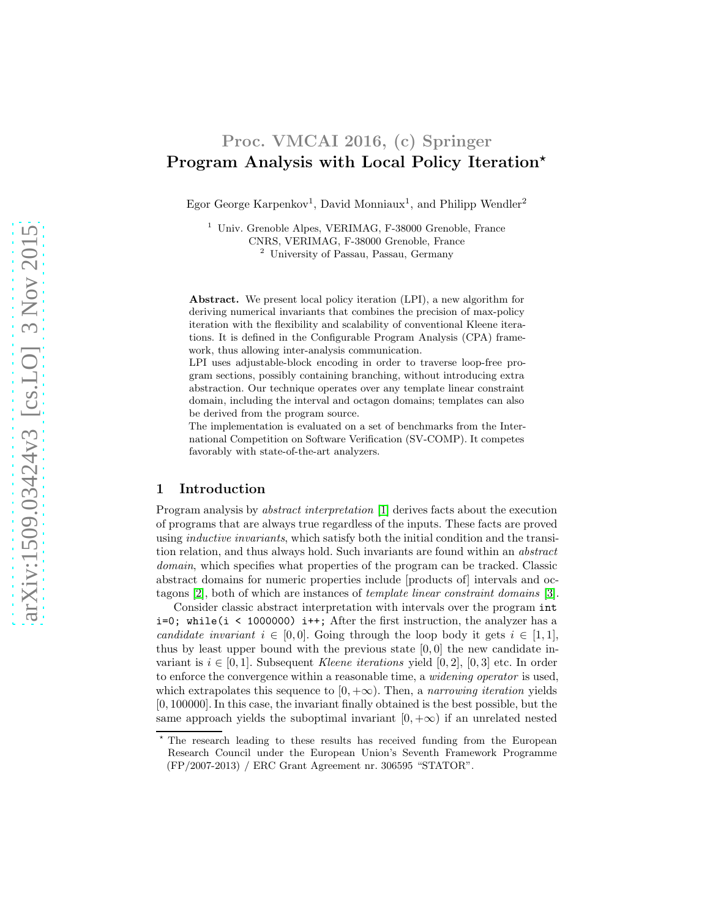Proc. VMCAI 2016, (c) Springer

# Program Analysis with Local Policy Iteration*

Egor George Karpenkov[1], David Monniaux[1], and Philipp Wendler[2]

[1] Univ. Grenoble Alpes, VERIMAG, F-38000 Grenoble, France
CNRS, VERIMAG, F-38000 Grenoble, France
[2] University of Passau, Passau, Germany

**Abstract.** We present local policy iteration (LPI), a new algorithm for deriving numerical invariants that combines the precision of max-policy iteration with the flexibility and scalability of conventional Kleene iterations. It is defined in the Configurable Program Analysis (CPA) framework, thus allowing inter-analysis communication.
LPI uses adjustable-block encoding in order to traverse loop-free program sections, possibly containing branching, without introducing extra abstraction. Our technique operates over any template linear constraint domain, including the interval and octagon domains; templates can also be derived from the program source.
The implementation is evaluated on a set of benchmarks from the International Competition on Software Verification (SV-COMP). It competes favorably with state-of-the-art analyzers.

## 1 Introduction

Program analysis by *abstract interpretation* [1] derives facts about the execution of programs that are always true regardless of the inputs. These facts are proved using *inductive invariants*, which satisfy both the initial condition and the transition relation, and thus always hold. Such invariants are found within an *abstract domain*, which specifies what properties of the program can be tracked. Classic abstract domains for numeric properties include [products of] intervals and octagons [2], both of which are instances of *template linear constraint domains* [3].

Consider classic abstract interpretation with intervals over the program `int i=0; while(i < 1000000) i++;` After the first instruction, the analyzer has a *candidate invariant* $i \in [0, 0]$. Going through the loop body it gets $i \in [1, 1]$, thus by least upper bound with the previous state $[0, 0]$ the new candidate invariant is $i \in [0, 1]$. Subsequent *Kleene iterations* yield $[0, 2]$, $[0, 3]$ etc. In order to enforce the convergence within a reasonable time, a *widening operator* is used, which extrapolates this sequence to $[0, +\infty)$. Then, a *narrowing iteration* yields $[0, 100000]$. In this case, the invariant finally obtained is the best possible, but the same approach yields the suboptimal invariant $[0, +\infty)$ if an unrelated nested

* The research leading to these results has received funding from the European Research Council under the European Union's Seventh Framework Programme (FP/2007-2013) / ERC Grant Agreement nr. 306595 "STATOR".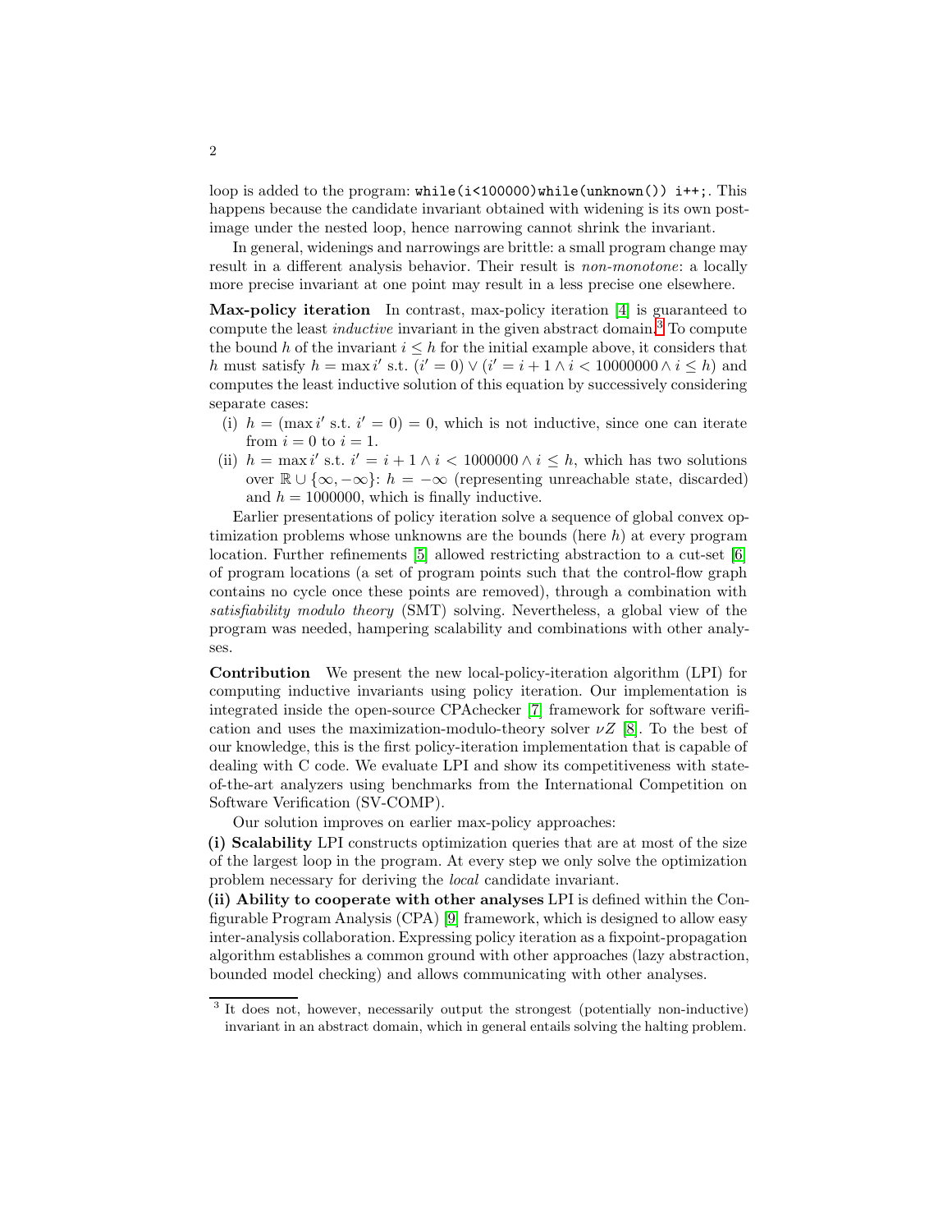loop is added to the program: `while(i<100000)while(unknown()) i++;`. This happens because the candidate invariant obtained with widening is its own post-image under the nested loop, hence narrowing cannot shrink the invariant.

In general, widenings and narrowings are brittle: a small program change may result in a different analysis behavior. Their result is *non-monotone*: a locally more precise invariant at one point may result in a less precise one elsewhere.

**Max-policy iteration** In contrast, max-policy iteration [4] is guaranteed to compute the least *inductive* invariant in the given abstract domain.[3] To compute the bound $h$ of the invariant $i \leq h$ for the initial example above, it considers that $h$ must satisfy $h = \max i'$ s.t. $(i' = 0) \vee (i' = i + 1 \wedge i < 10000000 \wedge i \leq h)$ and computes the least inductive solution of this equation by successively considering separate cases:

(i) $h = (\max i'$ s.t. $i' = 0) = 0$, which is not inductive, since one can iterate from $i = 0$ to $i = 1$.

(ii) $h = \max i'$ s.t. $i' = i + 1 \wedge i < 1000000 \wedge i \leq h$, which has two solutions over $\mathbb{R} \cup \{\infty, -\infty\}$: $h = -\infty$ (representing unreachable state, discarded) and $h = 1000000$, which is finally inductive.

Earlier presentations of policy iteration solve a sequence of global convex optimization problems whose unknowns are the bounds (here $h$) at every program location. Further refinements [5] allowed restricting abstraction to a cut-set [6] of program locations (a set of program points such that the control-flow graph contains no cycle once these points are removed), through a combination with *satisfiability modulo theory* (SMT) solving. Nevertheless, a global view of the program was needed, hampering scalability and combinations with other analyses.

**Contribution** We present the new local-policy-iteration algorithm (LPI) for computing inductive invariants using policy iteration. Our implementation is integrated inside the open-source CPAchecker [7] framework for software verification and uses the maximization-modulo-theory solver $\nu Z$ [8]. To the best of our knowledge, this is the first policy-iteration implementation that is capable of dealing with C code. We evaluate LPI and show its competitiveness with state-of-the-art analyzers using benchmarks from the International Competition on Software Verification (SV-COMP).

Our solution improves on earlier max-policy approaches:

**(i) Scalability** LPI constructs optimization queries that are at most of the size of the largest loop in the program. At every step we only solve the optimization problem necessary for deriving the *local* candidate invariant.

**(ii) Ability to cooperate with other analyses** LPI is defined within the Configurable Program Analysis (CPA) [9] framework, which is designed to allow easy inter-analysis collaboration. Expressing policy iteration as a fixpoint-propagation algorithm establishes a common ground with other approaches (lazy abstraction, bounded model checking) and allows communicating with other analyses.

---

[3] It does not, however, necessarily output the strongest (potentially non-inductive) invariant in an abstract domain, which in general entails solving the halting problem.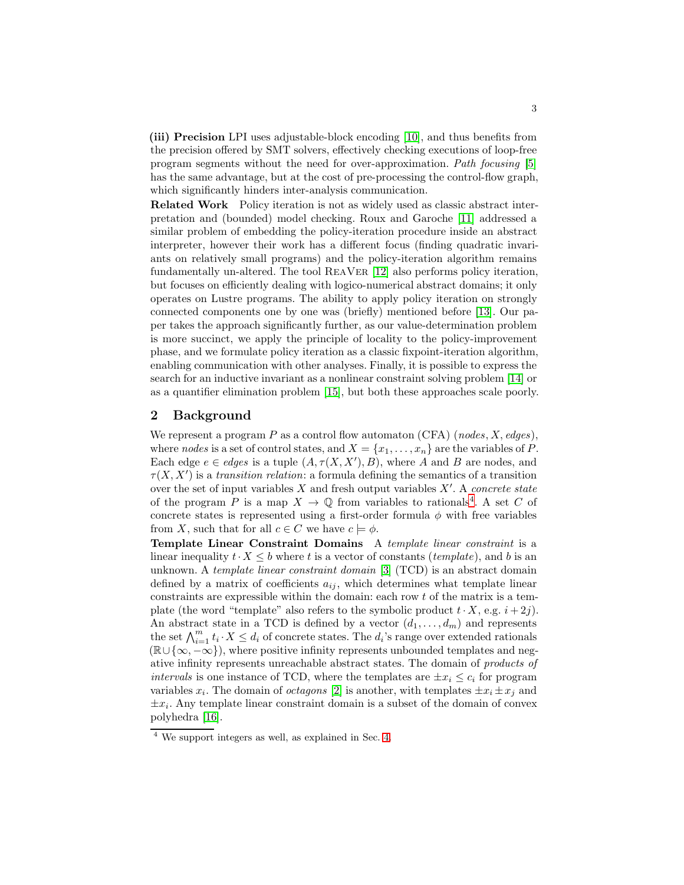**(iii) Precision** LPI uses adjustable-block encoding [10], and thus benefits from the precision offered by SMT solvers, effectively checking executions of loop-free program segments without the need for over-approximation. *Path focusing* [5] has the same advantage, but at the cost of pre-processing the control-flow graph, which significantly hinders inter-analysis communication.

**Related Work** Policy iteration is not as widely used as classic abstract interpretation and (bounded) model checking. Roux and Garoche [11] addressed a similar problem of embedding the policy-iteration procedure inside an abstract interpreter, however their work has a different focus (finding quadratic invariants on relatively small programs) and the policy-iteration algorithm remains fundamentally un-altered. The tool ReaVer [12] also performs policy iteration, but focuses on efficiently dealing with logico-numerical abstract domains; it only operates on Lustre programs. The ability to apply policy iteration on strongly connected components one by one was (briefly) mentioned before [13]. Our paper takes the approach significantly further, as our value-determination problem is more succinct, we apply the principle of locality to the policy-improvement phase, and we formulate policy iteration as a classic fixpoint-iteration algorithm, enabling communication with other analyses. Finally, it is possible to express the search for an inductive invariant as a nonlinear constraint solving problem [14] or as a quantifier elimination problem [15], but both these approaches scale poorly.

## 2 Background

We represent a program $P$ as a control flow automaton (CFA) $(\mathit{nodes}, X, \mathit{edges})$, where *nodes* is a set of control states, and $X = \{x_1, \ldots, x_n\}$ are the variables of $P$. Each edge $e \in \mathit{edges}$ is a tuple $(A, \tau(X, X'), B)$, where $A$ and $B$ are nodes, and $\tau(X, X')$ is a *transition relation*: a formula defining the semantics of a transition over the set of input variables $X$ and fresh output variables $X'$. A *concrete state* of the program $P$ is a map $X \to \mathbb{Q}$ from variables to rationals[4]. A set $C$ of concrete states is represented using a first-order formula $\phi$ with free variables from $X$, such that for all $c \in C$ we have $c \models \phi$.

**Template Linear Constraint Domains** A *template linear constraint* is a linear inequality $t \cdot X \le b$ where $t$ is a vector of constants (*template*), and $b$ is an unknown. A *template linear constraint domain* [3] (TCD) is an abstract domain defined by a matrix of coefficients $a_{ij}$, which determines what template linear constraints are expressible within the domain: each row $t$ of the matrix is a template (the word "template" also refers to the symbolic product $t \cdot X$, e.g. $i + 2j$). An abstract state in a TCD is defined by a vector $(d_1, \ldots, d_m)$ and represents the set $\bigwedge_{i=1}^{m} t_i \cdot X \le d_i$ of concrete states. The $d_i$'s range over extended rationals $(\mathbb{R} \cup \{\infty, -\infty\})$, where positive infinity represents unbounded templates and negative infinity represents unreachable abstract states. The domain of *products of intervals* is one instance of TCD, where the templates are $\pm x_i \le c_i$ for program variables $x_i$. The domain of *octagons* [2] is another, with templates $\pm x_i \pm x_j$ and $\pm x_i$. Any template linear constraint domain is a subset of the domain of convex polyhedra [16].

[4] We support integers as well, as explained in Sec. 4.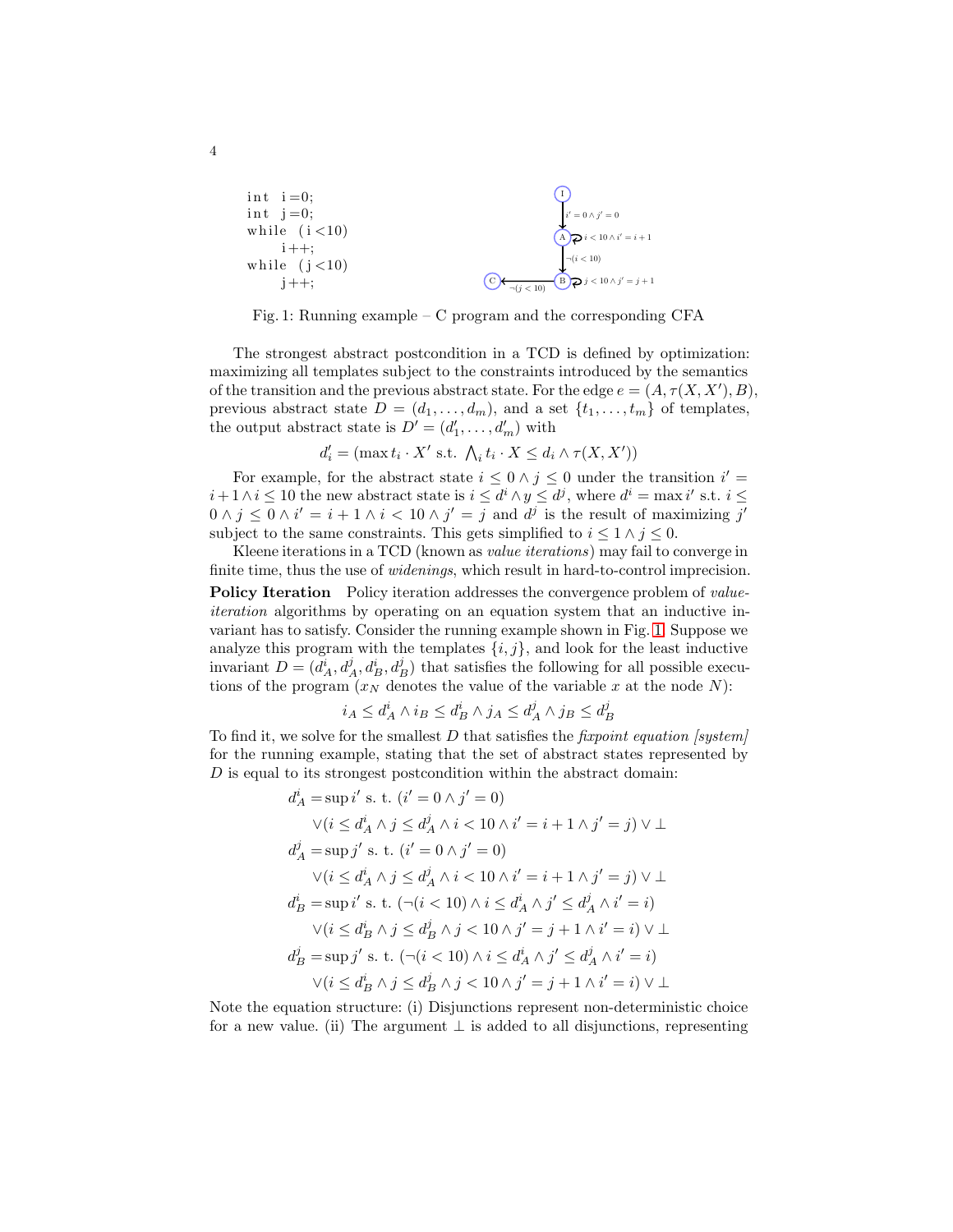```
int i=0;
int j=0;
while (i<10)
    i++;
while (j<10)
    j++;
```

Fig. 1: Running example – C program and the corresponding CFA

The strongest abstract postcondition in a TCD is defined by optimization: maximizing all templates subject to the constraints introduced by the semantics of the transition and the previous abstract state. For the edge $e = (A, \tau(X, X'), B)$, previous abstract state $D = (d_1, \ldots, d_m)$, and a set $\{t_1, \ldots, t_m\}$ of templates, the output abstract state is $D' = (d'_1, \ldots, d'_m)$ with

$$d'_i = (\max t_i \cdot X' \text{ s.t. } \textstyle\bigwedge_i t_i \cdot X \leq d_i \wedge \tau(X, X'))$$

For example, for the abstract state $i \leq 0 \wedge j \leq 0$ under the transition $i' = i + 1 \wedge i \leq 10$ the new abstract state is $i \leq d^i \wedge y \leq d^j$, where $d^i = \max i'$ s.t. $i \leq 0 \wedge j \leq 0 \wedge i' = i + 1 \wedge i < 10 \wedge j' = j$ and $d^j$ is the result of maximizing $j'$ subject to the same constraints. This gets simplified to $i \leq 1 \wedge j \leq 0$.

Kleene iterations in a TCD (known as *value iterations*) may fail to converge in finite time, thus the use of *widenings*, which result in hard-to-control imprecision.

**Policy Iteration** Policy iteration addresses the convergence problem of *value-iteration* algorithms by operating on an equation system that an inductive invariant has to satisfy. Consider the running example shown in Fig. 1. Suppose we analyze this program with the templates $\{i, j\}$, and look for the least inductive invariant $D = (d^i_A, d^j_A, d^i_B, d^j_B)$ that satisfies the following for all possible executions of the program ($x_N$ denotes the value of the variable $x$ at the node $N$):

$$i_A \leq d^i_A \wedge i_B \leq d^i_B \wedge j_A \leq d^j_A \wedge j_B \leq d^j_B$$

To find it, we solve for the smallest $D$ that satisfies the *fixpoint equation [system]* for the running example, stating that the set of abstract states represented by $D$ is equal to its strongest postcondition within the abstract domain:

$$\begin{aligned}
d^i_A = &\sup i' \text{ s. t. } (i' = 0 \wedge j' = 0) \\
&\vee (i \leq d^i_A \wedge j \leq d^j_A \wedge i < 10 \wedge i' = i + 1 \wedge j' = j) \vee \bot \\
d^j_A = &\sup j' \text{ s. t. } (i' = 0 \wedge j' = 0) \\
&\vee (i \leq d^i_A \wedge j \leq d^j_A \wedge i < 10 \wedge i' = i + 1 \wedge j' = j) \vee \bot \\
d^i_B = &\sup i' \text{ s. t. } (\neg(i < 10) \wedge i \leq d^i_A \wedge j' \leq d^j_A \wedge i' = i) \\
&\vee (i \leq d^i_B \wedge j \leq d^j_B \wedge j < 10 \wedge j' = j + 1 \wedge i' = i) \vee \bot \\
d^j_B = &\sup j' \text{ s. t. } (\neg(i < 10) \wedge i \leq d^i_A \wedge j' \leq d^j_A \wedge i' = i) \\
&\vee (i \leq d^i_B \wedge j \leq d^j_B \wedge j < 10 \wedge j' = j + 1 \wedge i' = i) \vee \bot
\end{aligned}$$

Note the equation structure: (i) Disjunctions represent non-deterministic choice for a new value. (ii) The argument $\bot$ is added to all disjunctions, representing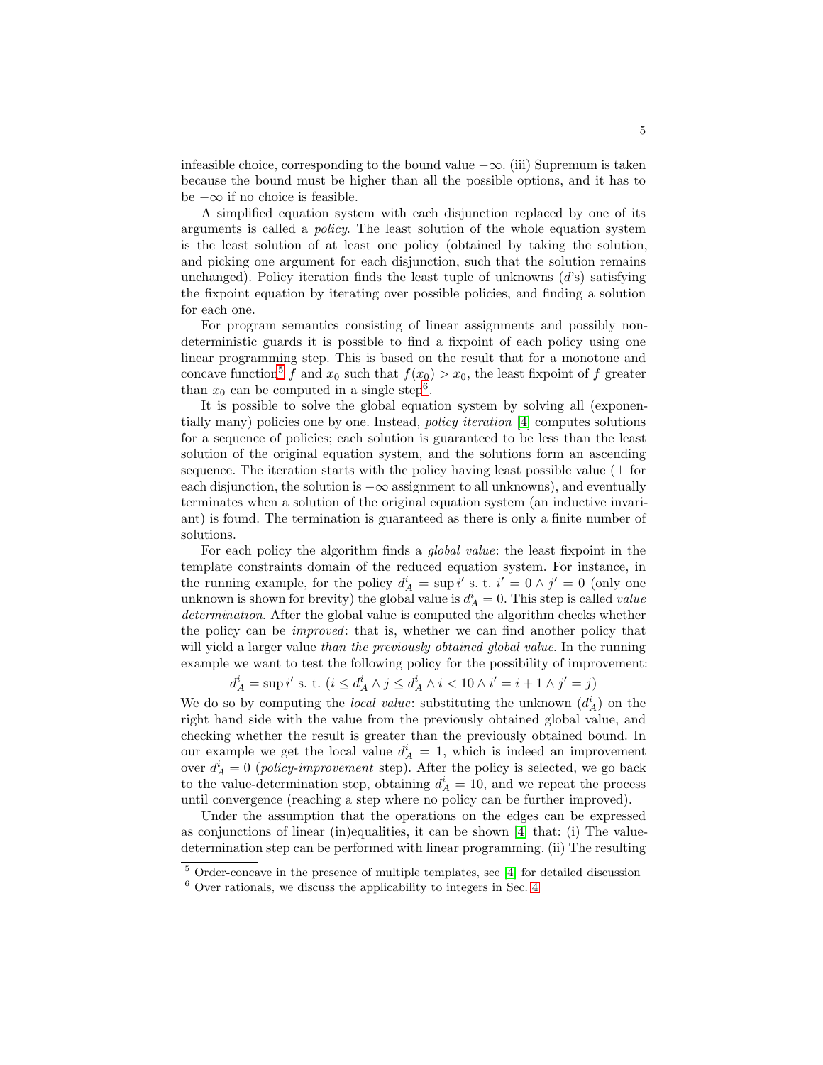infeasible choice, corresponding to the bound value $-\infty$. (iii) Supremum is taken because the bound must be higher than all the possible options, and it has to be $-\infty$ if no choice is feasible.

A simplified equation system with each disjunction replaced by one of its arguments is called a *policy*. The least solution of the whole equation system is the least solution of at least one policy (obtained by taking the solution, and picking one argument for each disjunction, such that the solution remains unchanged). Policy iteration finds the least tuple of unknowns ($d$'s) satisfying the fixpoint equation by iterating over possible policies, and finding a solution for each one.

For program semantics consisting of linear assignments and possibly non-deterministic guards it is possible to find a fixpoint of each policy using one linear programming step. This is based on the result that for a monotone and concave function[5] $f$ and $x_0$ such that $f(x_0) > x_0$, the least fixpoint of $f$ greater than $x_0$ can be computed in a single step[6].

It is possible to solve the global equation system by solving all (exponentially many) policies one by one. Instead, *policy iteration* [4] computes solutions for a sequence of policies; each solution is guaranteed to be less than the least solution of the original equation system, and the solutions form an ascending sequence. The iteration starts with the policy having least possible value ($\bot$ for each disjunction, the solution is $-\infty$ assignment to all unknowns), and eventually terminates when a solution of the original equation system (an inductive invariant) is found. The termination is guaranteed as there is only a finite number of solutions.

For each policy the algorithm finds a *global value*: the least fixpoint in the template constraints domain of the reduced equation system. For instance, in the running example, for the policy $d_A^i = \sup i'$ s. t. $i' = 0 \wedge j' = 0$ (only one unknown is shown for brevity) the global value is $d_A^i = 0$. This step is called *value determination*. After the global value is computed the algorithm checks whether the policy can be *improved*: that is, whether we can find another policy that will yield a larger value *than the previously obtained global value*. In the running example we want to test the following policy for the possibility of improvement:

$$d_A^i = \sup i' \text{ s. t. } (i \leq d_A^i \wedge j \leq d_A^i \wedge i < 10 \wedge i' = i + 1 \wedge j' = j)$$

We do so by computing the *local value*: substituting the unknown ($d_A^i$) on the right hand side with the value from the previously obtained global value, and checking whether the result is greater than the previously obtained bound. In our example we get the local value $d_A^i = 1$, which is indeed an improvement over $d_A^i = 0$ (*policy-improvement* step). After the policy is selected, we go back to the value-determination step, obtaining $d_A^i = 10$, and we repeat the process until convergence (reaching a step where no policy can be further improved).

Under the assumption that the operations on the edges can be expressed as conjunctions of linear (in)equalities, it can be shown [4] that: (i) The value-determination step can be performed with linear programming. (ii) The resulting

[5] Order-concave in the presence of multiple templates, see [4] for detailed discussion

[6] Over rationals, we discuss the applicability to integers in Sec. 4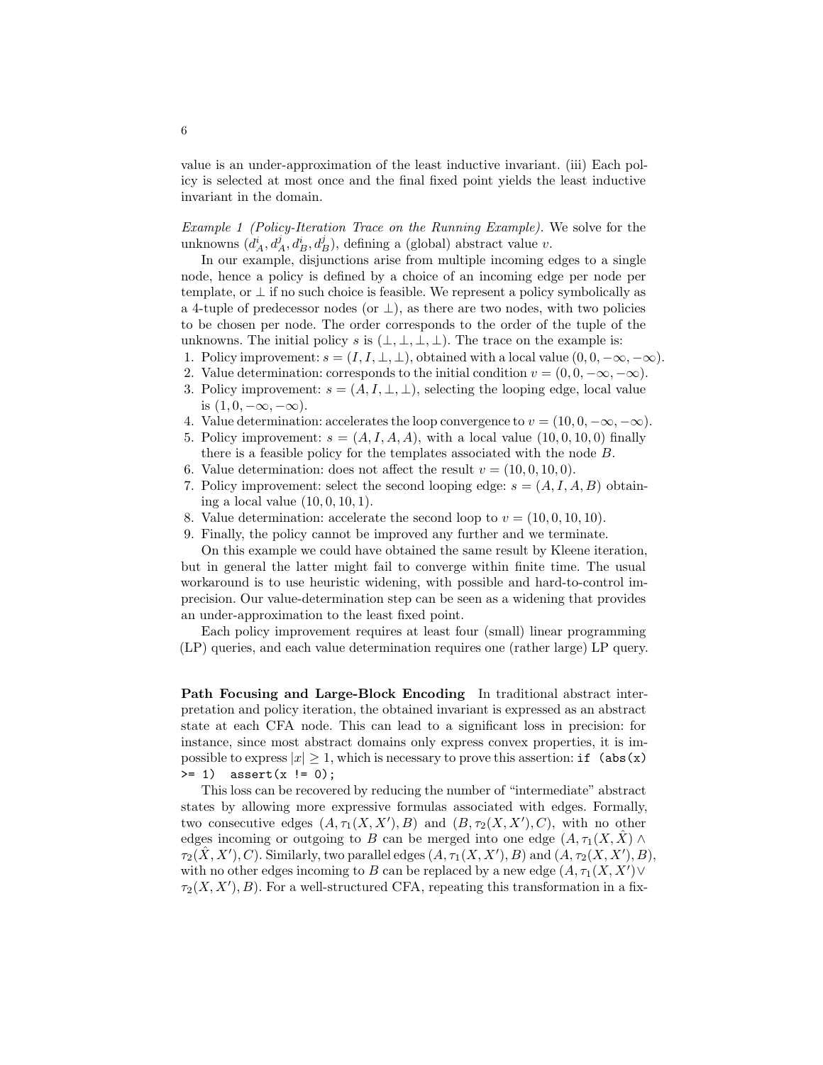value is an under-approximation of the least inductive invariant. (iii) Each policy is selected at most once and the final fixed point yields the least inductive invariant in the domain.

*Example 1 (Policy-Iteration Trace on the Running Example).* We solve for the unknowns $(d^i_A, d^j_A, d^i_B, d^j_B)$, defining a (global) abstract value $v$.

In our example, disjunctions arise from multiple incoming edges to a single node, hence a policy is defined by a choice of an incoming edge per node per template, or $\bot$ if no such choice is feasible. We represent a policy symbolically as a 4-tuple of predecessor nodes (or $\bot$), as there are two nodes, with two policies to be chosen per node. The order corresponds to the order of the tuple of the unknowns. The initial policy $s$ is $(\bot, \bot, \bot, \bot)$. The trace on the example is:

1. Policy improvement: $s = (I, I, \bot, \bot)$, obtained with a local value $(0, 0, -\infty, -\infty)$.
2. Value determination: corresponds to the initial condition $v = (0, 0, -\infty, -\infty)$.
3. Policy improvement: $s = (A, I, \bot, \bot)$, selecting the looping edge, local value is $(1, 0, -\infty, -\infty)$.
4. Value determination: accelerates the loop convergence to $v = (10, 0, -\infty, -\infty)$.
5. Policy improvement: $s = (A, I, A, A)$, with a local value $(10, 0, 10, 0)$ finally there is a feasible policy for the templates associated with the node $B$.
6. Value determination: does not affect the result $v = (10, 0, 10, 0)$.
7. Policy improvement: select the second looping edge: $s = (A, I, A, B)$ obtaining a local value $(10, 0, 10, 1)$.
8. Value determination: accelerate the second loop to $v = (10, 0, 10, 10)$.
9. Finally, the policy cannot be improved any further and we terminate.

On this example we could have obtained the same result by Kleene iteration, but in general the latter might fail to converge within finite time. The usual workaround is to use heuristic widening, with possible and hard-to-control imprecision. Our value-determination step can be seen as a widening that provides an under-approximation to the least fixed point.

Each policy improvement requires at least four (small) linear programming (LP) queries, and each value determination requires one (rather large) LP query.

**Path Focusing and Large-Block Encoding** In traditional abstract interpretation and policy iteration, the obtained invariant is expressed as an abstract state at each CFA node. This can lead to a significant loss in precision: for instance, since most abstract domains only express convex properties, it is impossible to express $|x| \geq 1$, which is necessary to prove this assertion: `if (abs(x) >= 1) assert(x != 0);`

This loss can be recovered by reducing the number of "intermediate" abstract states by allowing more expressive formulas associated with edges. Formally, two consecutive edges $(A, \tau_1(X, X'), B)$ and $(B, \tau_2(X, X'), C)$, with no other edges incoming or outgoing to $B$ can be merged into one edge $(A, \tau_1(X, \hat{X}) \wedge \tau_2(\hat{X}, X'), C)$. Similarly, two parallel edges $(A, \tau_1(X, X'), B)$ and $(A, \tau_2(X, X'), B)$, with no other edges incoming to $B$ can be replaced by a new edge $(A, \tau_1(X, X') \vee \tau_2(X, X'), B)$. For a well-structured CFA, repeating this transformation in a fix-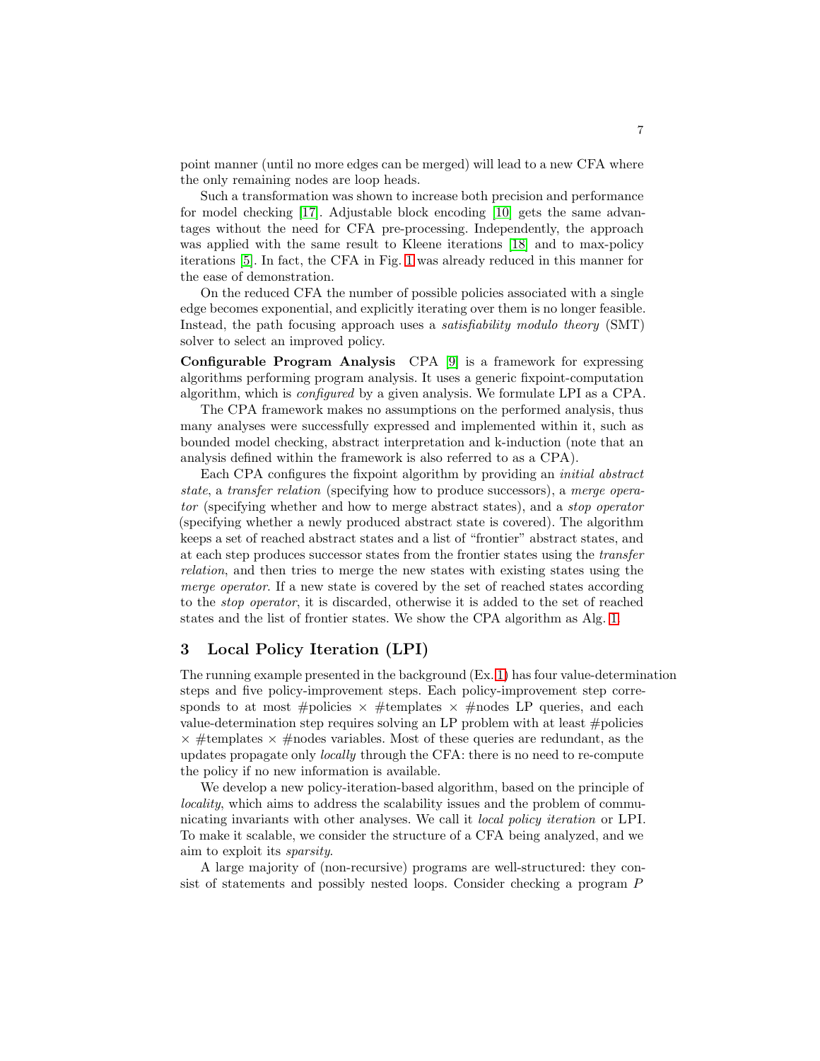point manner (until no more edges can be merged) will lead to a new CFA where the only remaining nodes are loop heads.

Such a transformation was shown to increase both precision and performance for model checking [17]. Adjustable block encoding [10] gets the same advantages without the need for CFA pre-processing. Independently, the approach was applied with the same result to Kleene iterations [18] and to max-policy iterations [5]. In fact, the CFA in Fig. 1 was already reduced in this manner for the ease of demonstration.

On the reduced CFA the number of possible policies associated with a single edge becomes exponential, and explicitly iterating over them is no longer feasible. Instead, the path focusing approach uses a *satisfiability modulo theory* (SMT) solver to select an improved policy.

**Configurable Program Analysis** CPA [9] is a framework for expressing algorithms performing program analysis. It uses a generic fixpoint-computation algorithm, which is *configured* by a given analysis. We formulate LPI as a CPA.

The CPA framework makes no assumptions on the performed analysis, thus many analyses were successfully expressed and implemented within it, such as bounded model checking, abstract interpretation and k-induction (note that an analysis defined within the framework is also referred to as a CPA).

Each CPA configures the fixpoint algorithm by providing an *initial abstract state*, a *transfer relation* (specifying how to produce successors), a *merge operator* (specifying whether and how to merge abstract states), and a *stop operator* (specifying whether a newly produced abstract state is covered). The algorithm keeps a set of reached abstract states and a list of "frontier" abstract states, and at each step produces successor states from the frontier states using the *transfer relation*, and then tries to merge the new states with existing states using the *merge operator*. If a new state is covered by the set of reached states according to the *stop operator*, it is discarded, otherwise it is added to the set of reached states and the list of frontier states. We show the CPA algorithm as Alg. 1.

## 3 Local Policy Iteration (LPI)

The running example presented in the background (Ex. 1) has four value-determination steps and five policy-improvement steps. Each policy-improvement step corresponds to at most #policies $\times$ #templates $\times$ #nodes LP queries, and each value-determination step requires solving an LP problem with at least #policies $\times$ #templates $\times$ #nodes variables. Most of these queries are redundant, as the updates propagate only *locally* through the CFA: there is no need to re-compute the policy if no new information is available.

We develop a new policy-iteration-based algorithm, based on the principle of *locality*, which aims to address the scalability issues and the problem of communicating invariants with other analyses. We call it *local policy iteration* or LPI. To make it scalable, we consider the structure of a CFA being analyzed, and we aim to exploit its *sparsity*.

A large majority of (non-recursive) programs are well-structured: they consist of statements and possibly nested loops. Consider checking a program $P$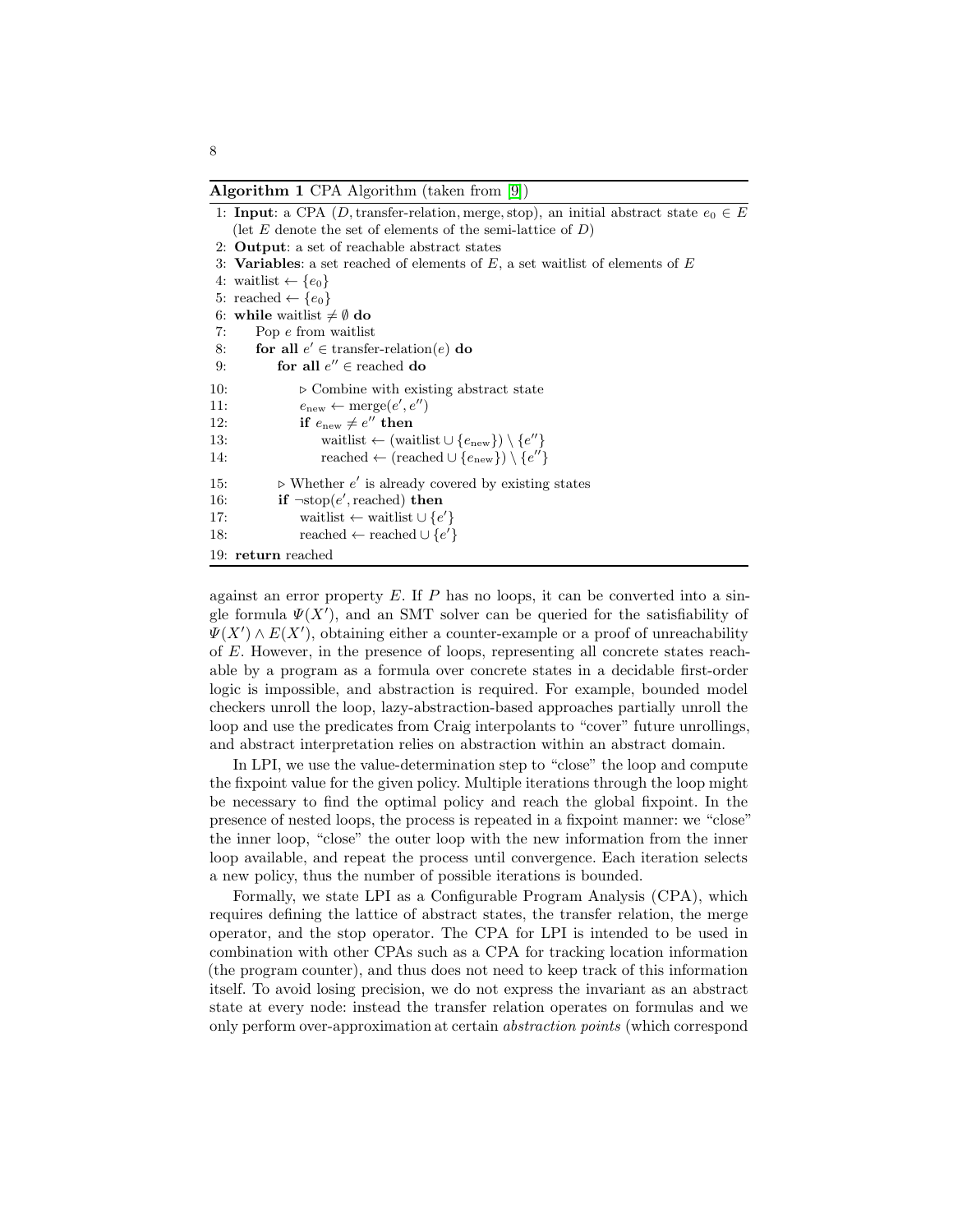**Algorithm 1** CPA Algorithm (taken from [9])

```
1: Input: a CPA (D, transfer-relation, merge, stop), an initial abstract state e_0 ∈ E
   (let E denote the set of elements of the semi-lattice of D)
2: Output: a set of reachable abstract states
3: Variables: a set reached of elements of E, a set waitlist of elements of E
4: waitlist ← {e_0}
5: reached ← {e_0}
6: while waitlist ≠ ∅ do
7:     Pop e from waitlist
8:     for all e' ∈ transfer-relation(e) do
9:         for all e'' ∈ reached do
10:            ▷ Combine with existing abstract state
11:            e_new ← merge(e', e'')
12:            if e_new ≠ e'' then
13:                waitlist ← (waitlist ∪ {e_new}) \ {e''}
14:                reached ← (reached ∪ {e_new}) \ {e''}
15:        ▷ Whether e' is already covered by existing states
16:        if ¬stop(e', reached) then
17:            waitlist ← waitlist ∪ {e'}
18:            reached ← reached ∪ {e'}
19: return reached
```

against an error property $E$. If $P$ has no loops, it can be converted into a single formula $\Psi(X')$, and an SMT solver can be queried for the satisfiability of $\Psi(X') \wedge E(X')$, obtaining either a counter-example or a proof of unreachability of $E$. However, in the presence of loops, representing all concrete states reachable by a program as a formula over concrete states in a decidable first-order logic is impossible, and abstraction is required. For example, bounded model checkers unroll the loop, lazy-abstraction-based approaches partially unroll the loop and use the predicates from Craig interpolants to "cover" future unrollings, and abstract interpretation relies on abstraction within an abstract domain.

In LPI, we use the value-determination step to "close" the loop and compute the fixpoint value for the given policy. Multiple iterations through the loop might be necessary to find the optimal policy and reach the global fixpoint. In the presence of nested loops, the process is repeated in a fixpoint manner: we "close" the inner loop, "close" the outer loop with the new information from the inner loop available, and repeat the process until convergence. Each iteration selects a new policy, thus the number of possible iterations is bounded.

Formally, we state LPI as a Configurable Program Analysis (CPA), which requires defining the lattice of abstract states, the transfer relation, the merge operator, and the stop operator. The CPA for LPI is intended to be used in combination with other CPAs such as a CPA for tracking location information (the program counter), and thus does not need to keep track of this information itself. To avoid losing precision, we do not express the invariant as an abstract state at every node: instead the transfer relation operates on formulas and we only perform over-approximation at certain *abstraction points* (which correspond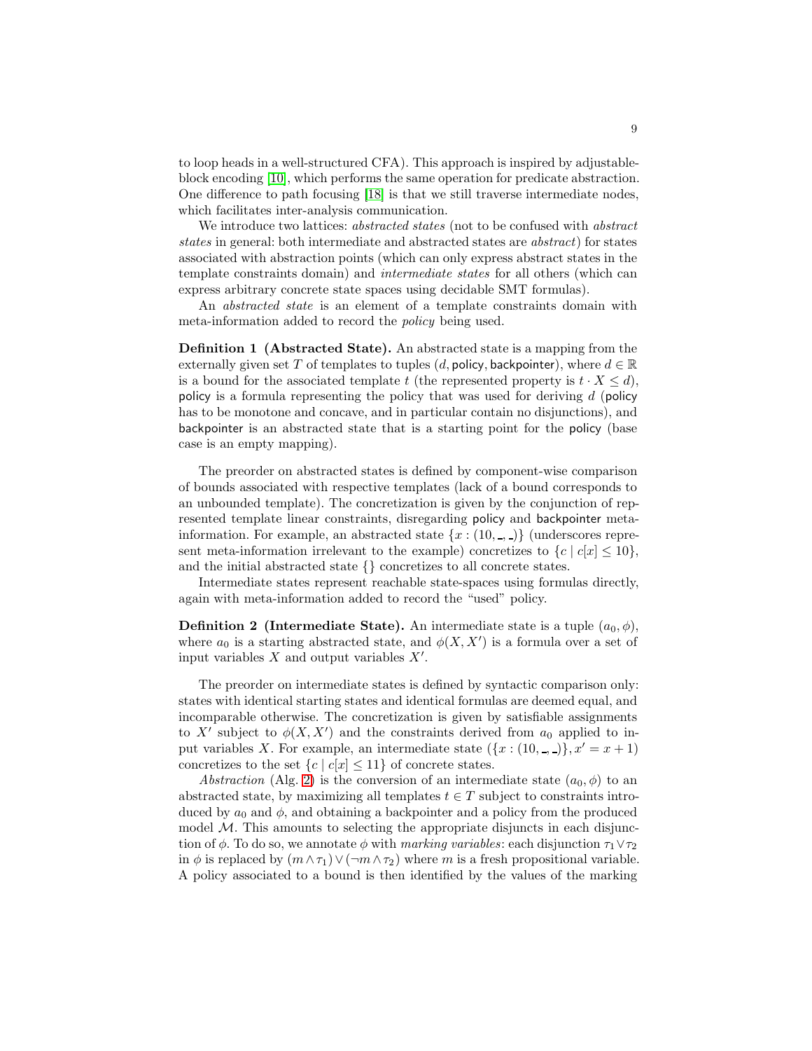to loop heads in a well-structured CFA). This approach is inspired by adjustable-block encoding [10], which performs the same operation for predicate abstraction. One difference to path focusing [18] is that we still traverse intermediate nodes, which facilitates inter-analysis communication.

We introduce two lattices: *abstracted states* (not to be confused with *abstract states* in general: both intermediate and abstracted states are *abstract*) for states associated with abstraction points (which can only express abstract states in the template constraints domain) and *intermediate states* for all others (which can express arbitrary concrete state spaces using decidable SMT formulas).

An *abstracted state* is an element of a template constraints domain with meta-information added to record the *policy* being used.

**Definition 1 (Abstracted State).** An abstracted state is a mapping from the externally given set $T$ of templates to tuples $(d, \mathsf{policy}, \mathsf{backpointer})$, where $d \in \mathbb{R}$ is a bound for the associated template $t$ (the represented property is $t \cdot X \leq d$), $\mathsf{policy}$ is a formula representing the policy that was used for deriving $d$ ($\mathsf{policy}$ has to be monotone and concave, and in particular contain no disjunctions), and $\mathsf{backpointer}$ is an abstracted state that is a starting point for the $\mathsf{policy}$ (base case is an empty mapping).

The preorder on abstracted states is defined by component-wise comparison of bounds associated with respective templates (lack of a bound corresponds to an unbounded template). The concretization is given by the conjunction of represented template linear constraints, disregarding $\mathsf{policy}$ and $\mathsf{backpointer}$ meta-information. For example, an abstracted state $\{x : (10, \_, \_)\}$ (underscores represent meta-information irrelevant to the example) concretizes to $\{c \mid c[x] \leq 10\}$, and the initial abstracted state $\{\}$ concretizes to all concrete states.

Intermediate states represent reachable state-spaces using formulas directly, again with meta-information added to record the "used" policy.

**Definition 2 (Intermediate State).** An intermediate state is a tuple $(a_0, \phi)$, where $a_0$ is a starting abstracted state, and $\phi(X, X')$ is a formula over a set of input variables $X$ and output variables $X'$.

The preorder on intermediate states is defined by syntactic comparison only: states with identical starting states and identical formulas are deemed equal, and incomparable otherwise. The concretization is given by satisfiable assignments to $X'$ subject to $\phi(X, X')$ and the constraints derived from $a_0$ applied to input variables $X$. For example, an intermediate state $(\{x : (10, \_, \_)\}, x' = x + 1)$ concretizes to the set $\{c \mid c[x] \leq 11\}$ of concrete states.

*Abstraction* (Alg. 2) is the conversion of an intermediate state $(a_0, \phi)$ to an abstracted state, by maximizing all templates $t \in T$ subject to constraints introduced by $a_0$ and $\phi$, and obtaining a backpointer and a policy from the produced model $\mathcal{M}$. This amounts to selecting the appropriate disjuncts in each disjunction of $\phi$. To do so, we annotate $\phi$ with *marking variables*: each disjunction $\tau_1 \vee \tau_2$ in $\phi$ is replaced by $(m \wedge \tau_1) \vee (\neg m \wedge \tau_2)$ where $m$ is a fresh propositional variable. A policy associated to a bound is then identified by the values of the marking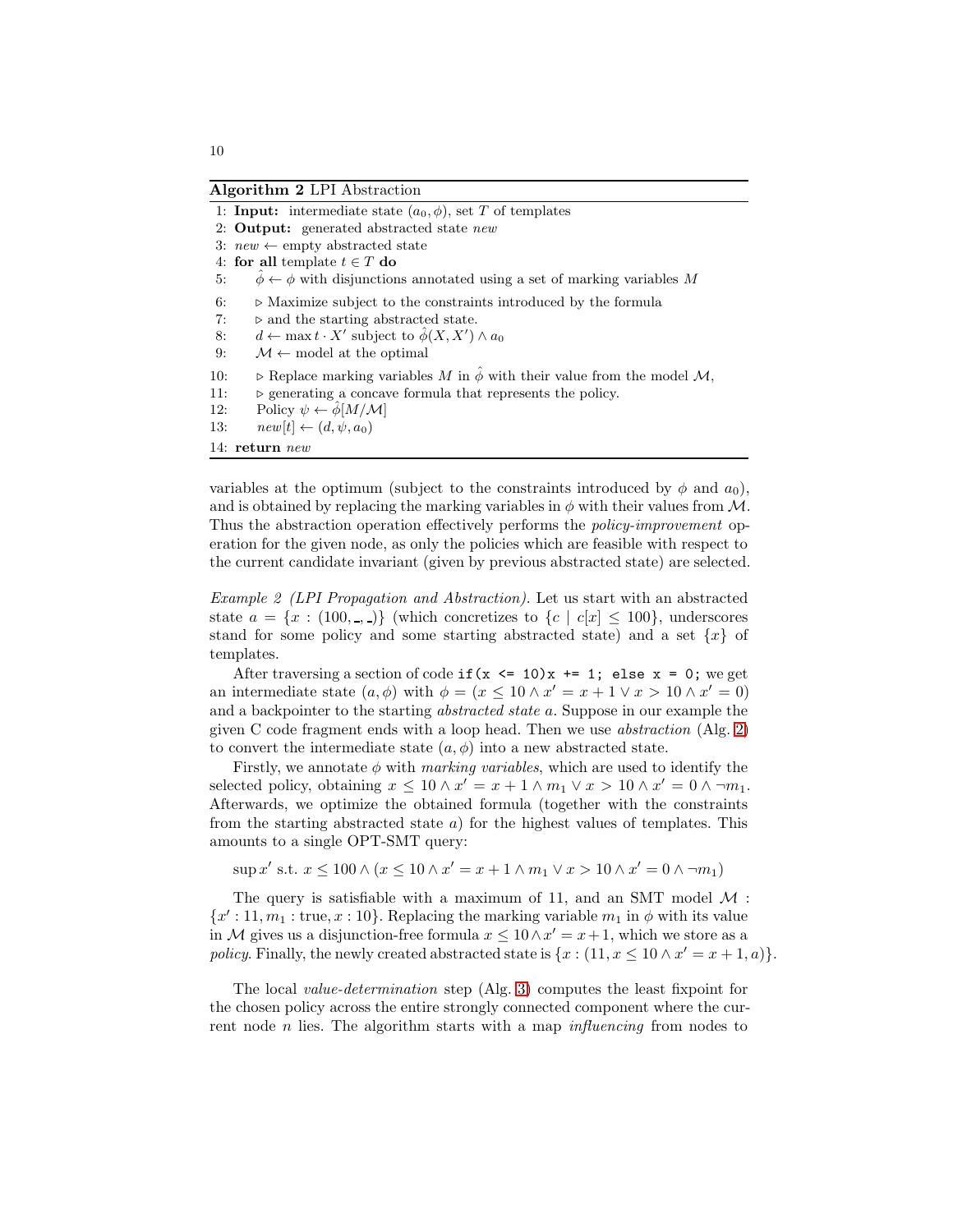**Algorithm 2** LPI Abstraction

```
1: Input: intermediate state (a_0, φ), set T of templates
2: Output: generated abstracted state new
3: new ← empty abstracted state
4: for all template t ∈ T do
5:     φ̂ ← φ with disjunctions annotated using a set of marking variables M
6:     ▷ Maximize subject to the constraints introduced by the formula
7:     ▷ and the starting abstracted state.
8:     d ← max t · X' subject to φ̂(X, X') ∧ a_0
9:     𝓜 ← model at the optimal
10:    ▷ Replace marking variables M in φ̂ with their value from the model 𝓜,
11:    ▷ generating a concave formula that represents the policy.
12:    Policy ψ ← φ̂[M/𝓜]
13:    new[t] ← (d, ψ, a_0)
14: return new
```

variables at the optimum (subject to the constraints introduced by $\phi$ and $a_0$), and is obtained by replacing the marking variables in $\phi$ with their values from $\mathcal{M}$. Thus the abstraction operation effectively performs the *policy-improvement* operation for the given node, as only the policies which are feasible with respect to the current candidate invariant (given by previous abstracted state) are selected.

*Example 2 (LPI Propagation and Abstraction).* Let us start with an abstracted state $a = \{x : (100, \_, \_)\}$ (which concretizes to $\{c \mid c[x] \leq 100\}$, underscores stand for some policy and some starting abstracted state) and a set $\{x\}$ of templates.

After traversing a section of code `if(x <= 10)x += 1; else x = 0;` we get an intermediate state $(a, \phi)$ with $\phi = (x \leq 10 \wedge x' = x + 1 \vee x > 10 \wedge x' = 0)$ and a backpointer to the starting *abstracted state* $a$. Suppose in our example the given C code fragment ends with a loop head. Then we use *abstraction* (Alg. 2) to convert the intermediate state $(a, \phi)$ into a new abstracted state.

Firstly, we annotate $\phi$ with *marking variables*, which are used to identify the selected policy, obtaining $x \leq 10 \wedge x' = x + 1 \wedge m_1 \vee x > 10 \wedge x' = 0 \wedge \neg m_1$. Afterwards, we optimize the obtained formula (together with the constraints from the starting abstracted state $a$) for the highest values of templates. This amounts to a single OPT-SMT query:

$$\sup x' \text{ s.t. } x \leq 100 \wedge (x \leq 10 \wedge x' = x + 1 \wedge m_1 \vee x > 10 \wedge x' = 0 \wedge \neg m_1)$$

The query is satisfiable with a maximum of 11, and an SMT model $\mathcal{M} : \{x' : 11, m_1 : \text{true}, x : 10\}$. Replacing the marking variable $m_1$ in $\phi$ with its value in $\mathcal{M}$ gives us a disjunction-free formula $x \leq 10 \wedge x' = x + 1$, which we store as a *policy*. Finally, the newly created abstracted state is $\{x : (11, x \leq 10 \wedge x' = x + 1, a)\}$.

The local *value-determination* step (Alg. 3) computes the least fixpoint for the chosen policy across the entire strongly connected component where the current node $n$ lies. The algorithm starts with a map *influencing* from nodes to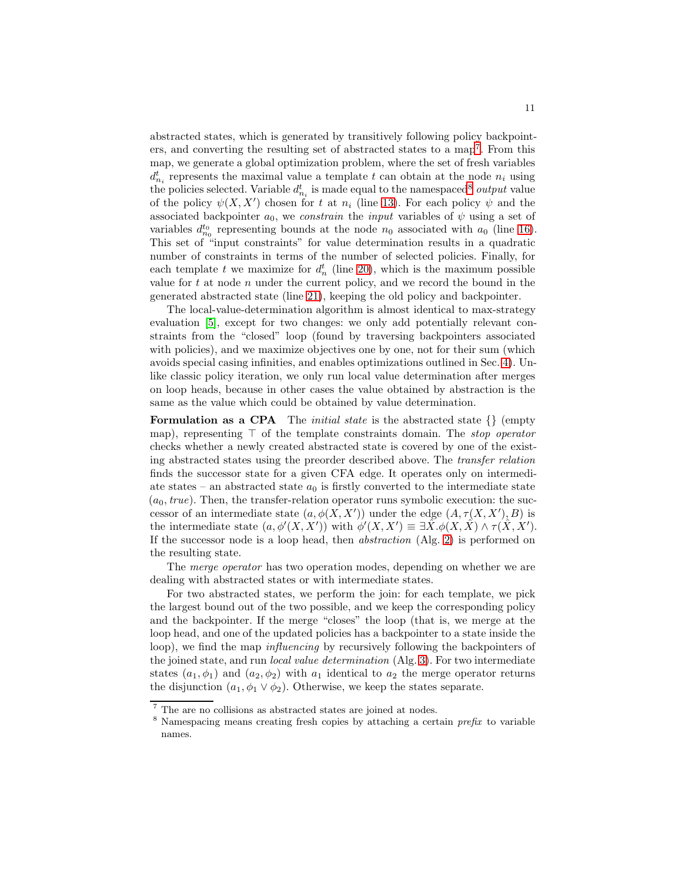abstracted states, which is generated by transitively following policy backpointers, and converting the resulting set of abstracted states to a map[7]. From this map, we generate a global optimization problem, where the set of fresh variables $d^t_{n_i}$ represents the maximal value a template $t$ can obtain at the node $n_i$ using the policies selected. Variable $d^t_{n_i}$ is made equal to the namespaced[8] *output* value of the policy $\psi(X, X')$ chosen for $t$ at $n_i$ (line 13). For each policy $\psi$ and the associated backpointer $a_0$, we *constrain* the *input* variables of $\psi$ using a set of variables $d^{t_0}_{n_0}$ representing bounds at the node $n_0$ associated with $a_0$ (line 16). This set of "input constraints" for value determination results in a quadratic number of constraints in terms of the number of selected policies. Finally, for each template $t$ we maximize for $d^t_n$ (line 20), which is the maximum possible value for $t$ at node $n$ under the current policy, and we record the bound in the generated abstracted state (line 21), keeping the old policy and backpointer.

The local-value-determination algorithm is almost identical to max-strategy evaluation [5], except for two changes: we only add potentially relevant constraints from the "closed" loop (found by traversing backpointers associated with policies), and we maximize objectives one by one, not for their sum (which avoids special casing infinities, and enables optimizations outlined in Sec. 4). Unlike classic policy iteration, we only run local value determination after merges on loop heads, because in other cases the value obtained by abstraction is the same as the value which could be obtained by value determination.

**Formulation as a CPA** The *initial state* is the abstracted state {} (empty map), representing $\top$ of the template constraints domain. The *stop operator* checks whether a newly created abstracted state is covered by one of the existing abstracted states using the preorder described above. The *transfer relation* finds the successor state for a given CFA edge. It operates only on intermediate states – an abstracted state $a_0$ is firstly converted to the intermediate state $(a_0, \mathit{true})$. Then, the transfer-relation operator runs symbolic execution: the successor of an intermediate state $(a, \phi(X, X'))$ under the edge $(A, \tau(X, X'), B)$ is the intermediate state $(a, \phi'(X, X'))$ with $\phi'(X, X') \equiv \exists \hat{X}. \phi(X, \hat{X}) \wedge \tau(\hat{X}, X')$. If the successor node is a loop head, then *abstraction* (Alg. 2) is performed on the resulting state.

The *merge operator* has two operation modes, depending on whether we are dealing with abstracted states or with intermediate states.

For two abstracted states, we perform the join: for each template, we pick the largest bound out of the two possible, and we keep the corresponding policy and the backpointer. If the merge "closes" the loop (that is, we merge at the loop head, and one of the updated policies has a backpointer to a state inside the loop), we find the map *influencing* by recursively following the backpointers of the joined state, and run *local value determination* (Alg. 3). For two intermediate states $(a_1, \phi_1)$ and $(a_2, \phi_2)$ with $a_1$ identical to $a_2$ the merge operator returns the disjunction $(a_1, \phi_1 \vee \phi_2)$. Otherwise, we keep the states separate.

---

[7] The are no collisions as abstracted states are joined at nodes.

[8] Namespacing means creating fresh copies by attaching a certain *prefix* to variable names.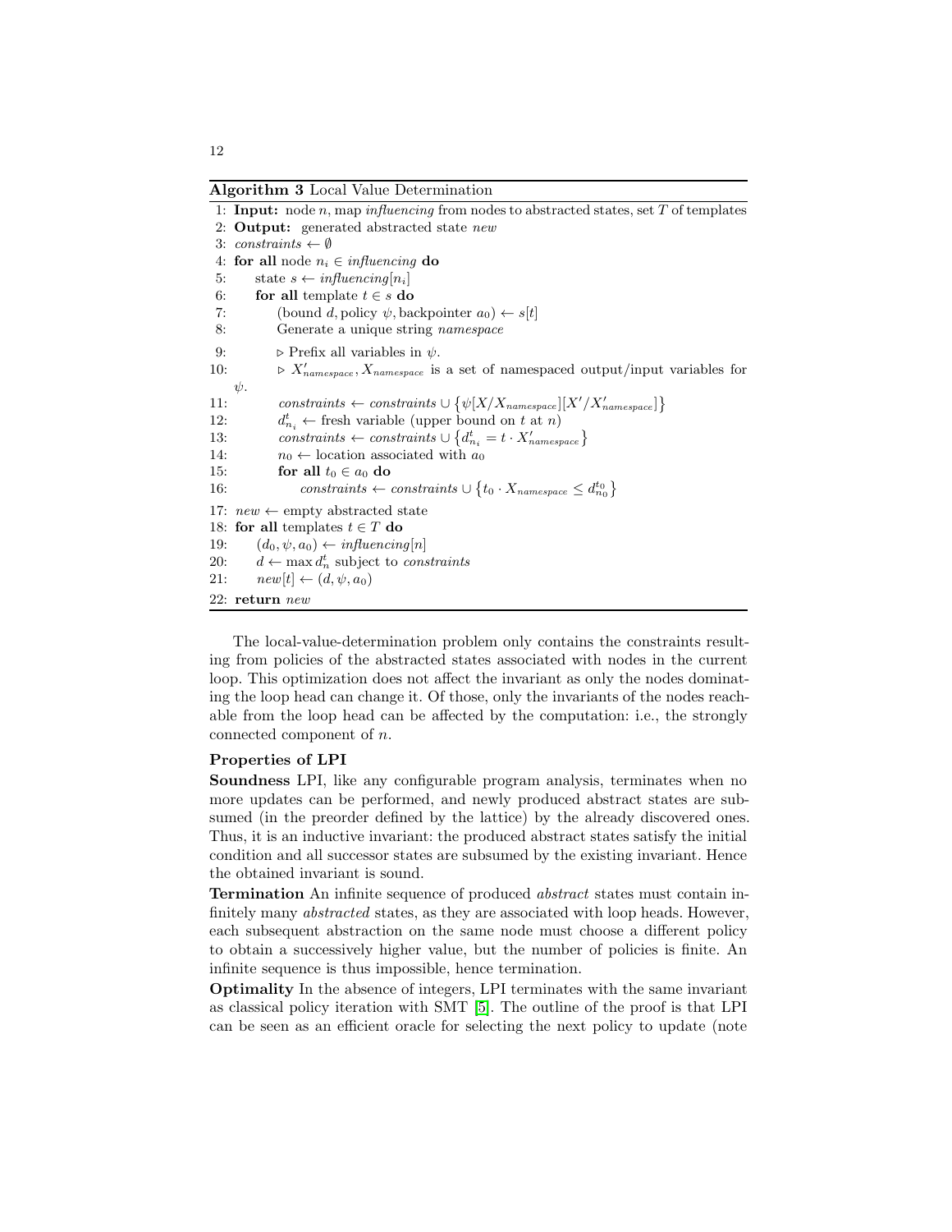**Algorithm 3** Local Value Determination

```
1: Input: node n, map influencing from nodes to abstracted states, set T of templates
2: Output: generated abstracted state new
3: constraints ← ∅
4: for all node n_i ∈ influencing do
5:     state s ← influencing[n_i]
6:     for all template t ∈ s do
7:         (bound d, policy ψ, backpointer a_0) ← s[t]
8:         Generate a unique string namespace
9:         ▷ Prefix all variables in ψ.
10:        ▷ X'_namespace, X_namespace is a set of namespaced output/input variables for ψ.
11:        constraints ← constraints ∪ {ψ[X/X_namespace][X'/X'_namespace]}
12:        d^t_{n_i} ← fresh variable (upper bound on t at n)
13:        constraints ← constraints ∪ {d^t_{n_i} = t · X'_namespace}
14:        n_0 ← location associated with a_0
15:        for all t_0 ∈ a_0 do
16:            constraints ← constraints ∪ {t_0 · X_namespace ≤ d^{t_0}_{n_0}}
17: new ← empty abstracted state
18: for all templates t ∈ T do
19:     (d_0, ψ, a_0) ← influencing[n]
20:     d ← max d^t_n subject to constraints
21:     new[t] ← (d, ψ, a_0)
22: return new
```

The local-value-determination problem only contains the constraints resulting from policies of the abstracted states associated with nodes in the current loop. This optimization does not affect the invariant as only the nodes dominating the loop head can change it. Of those, only the invariants of the nodes reachable from the loop head can be affected by the computation: i.e., the strongly connected component of $n$.

**Properties of LPI**

**Soundness** LPI, like any configurable program analysis, terminates when no more updates can be performed, and newly produced abstract states are subsumed (in the preorder defined by the lattice) by the already discovered ones. Thus, it is an inductive invariant: the produced abstract states satisfy the initial condition and all successor states are subsumed by the existing invariant. Hence the obtained invariant is sound.

**Termination** An infinite sequence of produced *abstract* states must contain infinitely many *abstracted* states, as they are associated with loop heads. However, each subsequent abstraction on the same node must choose a different policy to obtain a successively higher value, but the number of policies is finite. An infinite sequence is thus impossible, hence termination.

**Optimality** In the absence of integers, LPI terminates with the same invariant as classical policy iteration with SMT [5]. The outline of the proof is that LPI can be seen as an efficient oracle for selecting the next policy to update (note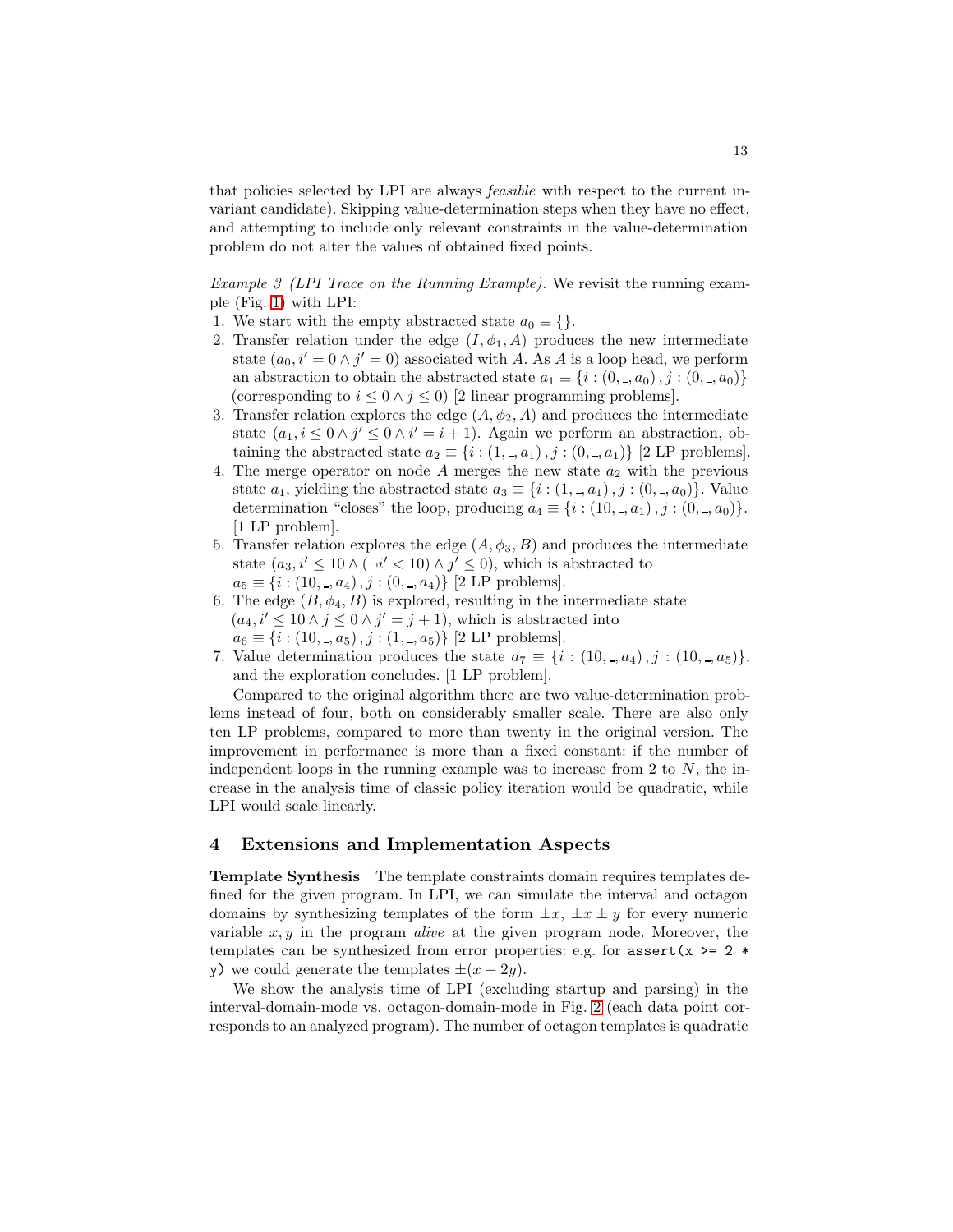that policies selected by LPI are always *feasible* with respect to the current invariant candidate). Skipping value-determination steps when they have no effect, and attempting to include only relevant constraints in the value-determination problem do not alter the values of obtained fixed points.

*Example 3 (LPI Trace on the Running Example).* We revisit the running example (Fig. 1) with LPI:

1. We start with the empty abstracted state $a_0 \equiv \{\}$.
2. Transfer relation under the edge $(I, \phi_1, A)$ produces the new intermediate state $(a_0, i' = 0 \wedge j' = 0)$ associated with $A$. As $A$ is a loop head, we perform an abstraction to obtain the abstracted state $a_1 \equiv \{i : (0, \_, a_0), j : (0, \_, a_0)\}$ (corresponding to $i \leq 0 \wedge j \leq 0$) [2 linear programming problems].
3. Transfer relation explores the edge $(A, \phi_2, A)$ and produces the intermediate state $(a_1, i \leq 0 \wedge j' \leq 0 \wedge i' = i + 1)$. Again we perform an abstraction, obtaining the abstracted state $a_2 \equiv \{i : (1, \_, a_1), j : (0, \_, a_1)\}$ [2 LP problems].
4. The merge operator on node $A$ merges the new state $a_2$ with the previous state $a_1$, yielding the abstracted state $a_3 \equiv \{i : (1, \_, a_1), j : (0, \_, a_0)\}$. Value determination "closes" the loop, producing $a_4 \equiv \{i : (10, \_, a_1), j : (0, \_, a_0)\}$. [1 LP problem].
5. Transfer relation explores the edge $(A, \phi_3, B)$ and produces the intermediate state $(a_3, i' \leq 10 \wedge (\neg i' < 10) \wedge j' \leq 0)$, which is abstracted to $a_5 \equiv \{i : (10, \_, a_4), j : (0, \_, a_4)\}$ [2 LP problems].
6. The edge $(B, \phi_4, B)$ is explored, resulting in the intermediate state $(a_4, i' \leq 10 \wedge j \leq 0 \wedge j' = j + 1)$, which is abstracted into $a_6 \equiv \{i : (10, \_, a_5), j : (1, \_, a_5)\}$ [2 LP problems].
7. Value determination produces the state $a_7 \equiv \{i : (10, \_, a_4), j : (10, \_, a_5)\}$, and the exploration concludes. [1 LP problem].

Compared to the original algorithm there are two value-determination problems instead of four, both on considerably smaller scale. There are also only ten LP problems, compared to more than twenty in the original version. The improvement in performance is more than a fixed constant: if the number of independent loops in the running example was to increase from 2 to $N$, the increase in the analysis time of classic policy iteration would be quadratic, while LPI would scale linearly.

## 4 Extensions and Implementation Aspects

**Template Synthesis** The template constraints domain requires templates defined for the given program. In LPI, we can simulate the interval and octagon domains by synthesizing templates of the form $\pm x$, $\pm x \pm y$ for every numeric variable $x, y$ in the program *alive* at the given program node. Moreover, the templates can be synthesized from error properties: e.g. for `assert(x >= 2 * y)` we could generate the templates $\pm(x - 2y)$.

We show the analysis time of LPI (excluding startup and parsing) in the interval-domain-mode vs. octagon-domain-mode in Fig. 2 (each data point corresponds to an analyzed program). The number of octagon templates is quadratic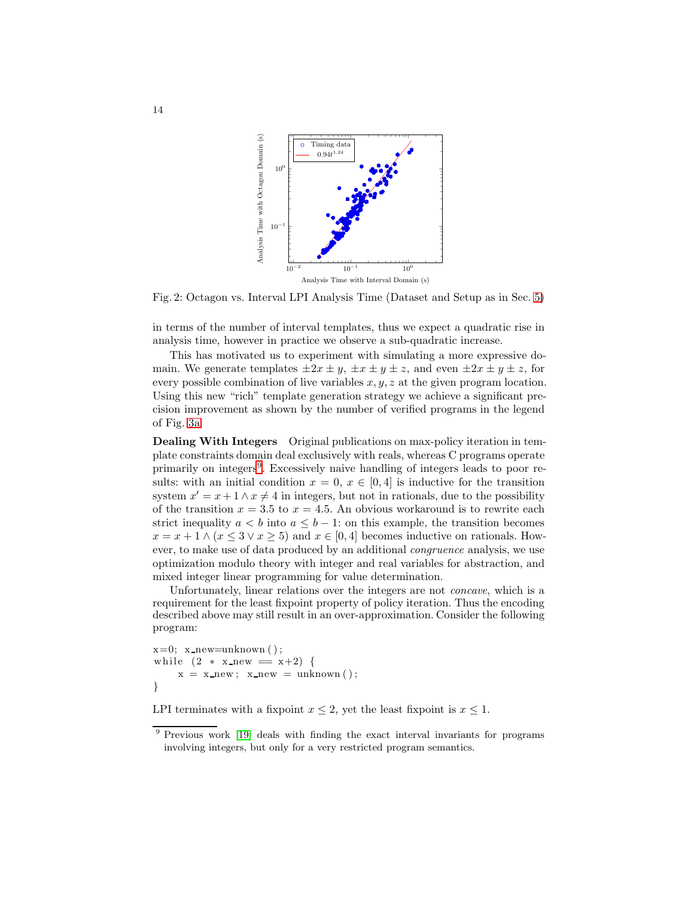Fig. 2: Octagon vs. Interval LPI Analysis Time (Dataset and Setup as in Sec. 5)

in terms of the number of interval templates, thus we expect a quadratic rise in analysis time, however in practice we observe a sub-quadratic increase.

This has motivated us to experiment with simulating a more expressive domain. We generate templates $\pm 2x \pm y$, $\pm x \pm y \pm z$, and even $\pm 2x \pm y \pm z$, for every possible combination of live variables $x, y, z$ at the given program location. Using this new "rich" template generation strategy we achieve a significant precision improvement as shown by the number of verified programs in the legend of Fig. 3a.

**Dealing With Integers** Original publications on max-policy iteration in template constraints domain deal exclusively with reals, whereas C programs operate primarily on integers[9]. Excessively naive handling of integers leads to poor results: with an initial condition $x = 0$, $x \in [0, 4]$ is inductive for the transition system $x' = x + 1 \wedge x \neq 4$ in integers, but not in rationals, due to the possibility of the transition $x = 3.5$ to $x = 4.5$. An obvious workaround is to rewrite each strict inequality $a < b$ into $a \leq b - 1$: on this example, the transition becomes $x = x + 1 \wedge (x \leq 3 \vee x \geq 5)$ and $x \in [0, 4]$ becomes inductive on rationals. However, to make use of data produced by an additional *congruence* analysis, we use optimization modulo theory with integer and real variables for abstraction, and mixed integer linear programming for value determination.

Unfortunately, linear relations over the integers are not *concave*, which is a requirement for the least fixpoint property of policy iteration. Thus the encoding described above may still result in an over-approximation. Consider the following program:

```
x=0; x_new=unknown();
while (2 * x_new == x+2) {
    x = x_new; x_new = unknown();
}
```

LPI terminates with a fixpoint $x \leq 2$, yet the least fixpoint is $x \leq 1$.

[9] Previous work [19] deals with finding the exact interval invariants for programs involving integers, but only for a very restricted program semantics.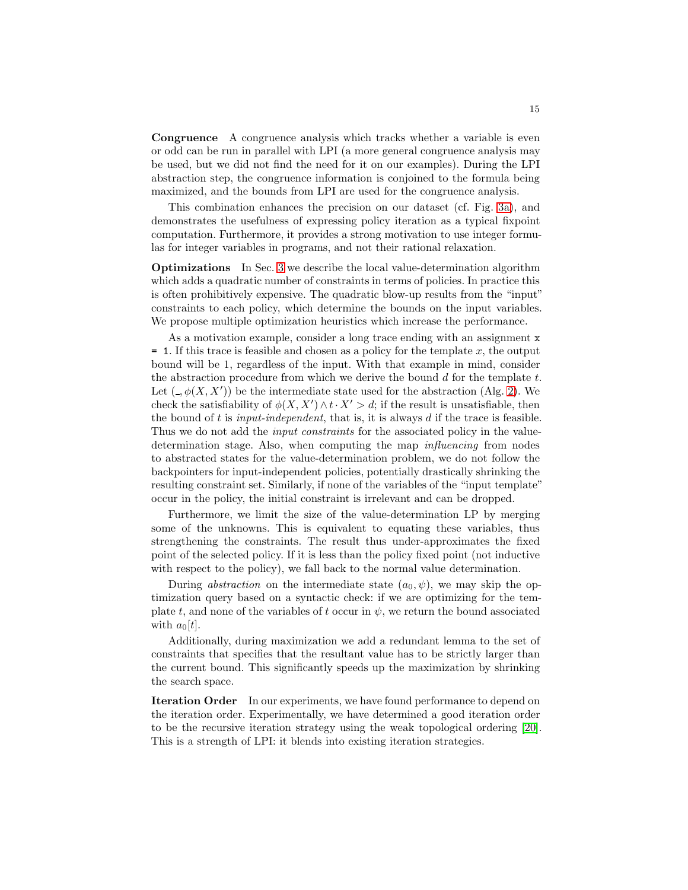**Congruence** A congruence analysis which tracks whether a variable is even or odd can be run in parallel with LPI (a more general congruence analysis may be used, but we did not find the need for it on our examples). During the LPI abstraction step, the congruence information is conjoined to the formula being maximized, and the bounds from LPI are used for the congruence analysis.

This combination enhances the precision on our dataset (cf. Fig. 3a), and demonstrates the usefulness of expressing policy iteration as a typical fixpoint computation. Furthermore, it provides a strong motivation to use integer formulas for integer variables in programs, and not their rational relaxation.

**Optimizations** In Sec. 3 we describe the local value-determination algorithm which adds a quadratic number of constraints in terms of policies. In practice this is often prohibitively expensive. The quadratic blow-up results from the "input" constraints to each policy, which determine the bounds on the input variables. We propose multiple optimization heuristics which increase the performance.

As a motivation example, consider a long trace ending with an assignment `x = 1`. If this trace is feasible and chosen as a policy for the template $x$, the output bound will be 1, regardless of the input. With that example in mind, consider the abstraction procedure from which we derive the bound $d$ for the template $t$. Let $(\_, \phi(X, X'))$ be the intermediate state used for the abstraction (Alg. 2). We check the satisfiability of $\phi(X, X') \wedge t \cdot X' > d$; if the result is unsatisfiable, then the bound of $t$ is *input-independent*, that is, it is always $d$ if the trace is feasible. Thus we do not add the *input constraints* for the associated policy in the value-determination stage. Also, when computing the map *influencing* from nodes to abstracted states for the value-determination problem, we do not follow the backpointers for input-independent policies, potentially drastically shrinking the resulting constraint set. Similarly, if none of the variables of the "input template" occur in the policy, the initial constraint is irrelevant and can be dropped.

Furthermore, we limit the size of the value-determination LP by merging some of the unknowns. This is equivalent to equating these variables, thus strengthening the constraints. The result thus under-approximates the fixed point of the selected policy. If it is less than the policy fixed point (not inductive with respect to the policy), we fall back to the normal value determination.

During *abstraction* on the intermediate state $(a_0, \psi)$, we may skip the optimization query based on a syntactic check: if we are optimizing for the template $t$, and none of the variables of $t$ occur in $\psi$, we return the bound associated with $a_0[t]$.

Additionally, during maximization we add a redundant lemma to the set of constraints that specifies that the resultant value has to be strictly larger than the current bound. This significantly speeds up the maximization by shrinking the search space.

**Iteration Order** In our experiments, we have found performance to depend on the iteration order. Experimentally, we have determined a good iteration order to be the recursive iteration strategy using the weak topological ordering [20]. This is a strength of LPI: it blends into existing iteration strategies.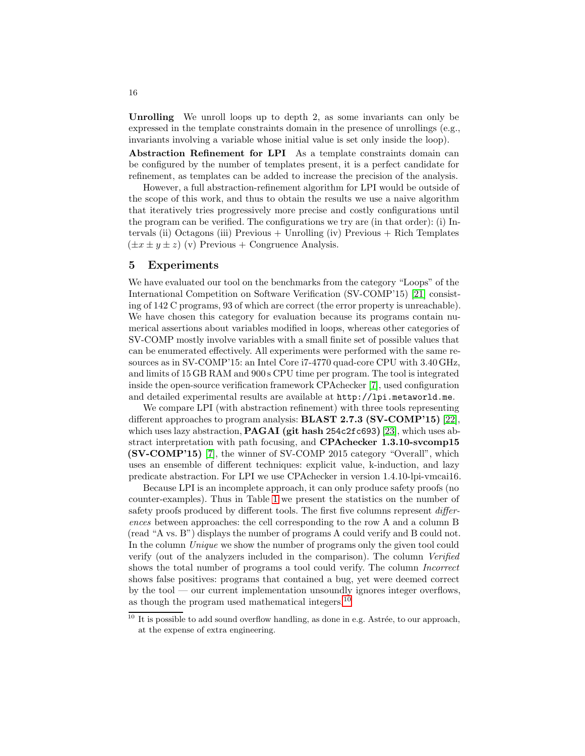**Unrolling** We unroll loops up to depth 2, as some invariants can only be expressed in the template constraints domain in the presence of unrollings (e.g., invariants involving a variable whose initial value is set only inside the loop).

**Abstraction Refinement for LPI** As a template constraints domain can be configured by the number of templates present, it is a perfect candidate for refinement, as templates can be added to increase the precision of the analysis.

However, a full abstraction-refinement algorithm for LPI would be outside of the scope of this work, and thus to obtain the results we use a naive algorithm that iteratively tries progressively more precise and costly configurations until the program can be verified. The configurations we try are (in that order): (i) Intervals (ii) Octagons (iii) Previous + Unrolling (iv) Previous + Rich Templates ($\pm x \pm y \pm z$) (v) Previous + Congruence Analysis.

## 5 Experiments

We have evaluated our tool on the benchmarks from the category "Loops" of the International Competition on Software Verification (SV-COMP'15) [21] consisting of 142 C programs, 93 of which are correct (the error property is unreachable). We have chosen this category for evaluation because its programs contain numerical assertions about variables modified in loops, whereas other categories of SV-COMP mostly involve variables with a small finite set of possible values that can be enumerated effectively. All experiments were performed with the same resources as in SV-COMP'15: an Intel Core i7-4770 quad-core CPU with 3.40 GHz, and limits of 15 GB RAM and 900 s CPU time per program. The tool is integrated inside the open-source verification framework CPAchecker [7], used configuration and detailed experimental results are available at `http://lpi.metaworld.me`.

We compare LPI (with abstraction refinement) with three tools representing different approaches to program analysis: **BLAST 2.7.3 (SV-COMP'15)** [22], which uses lazy abstraction, **PAGAI (git hash `254c2fc693`)** [23], which uses abstract interpretation with path focusing, and **CPAchecker 1.3.10-svcomp15 (SV-COMP'15)** [7], the winner of SV-COMP 2015 category "Overall", which uses an ensemble of different techniques: explicit value, k-induction, and lazy predicate abstraction. For LPI we use CPAchecker in version 1.4.10-lpi-vmcai16.

Because LPI is an incomplete approach, it can only produce safety proofs (no counter-examples). Thus in Table 1 we present the statistics on the number of safety proofs produced by different tools. The first five columns represent *differences* between approaches: the cell corresponding to the row A and a column B (read "A vs. B") displays the number of programs A could verify and B could not. In the column *Unique* we show the number of programs only the given tool could verify (out of the analyzers included in the comparison). The column *Verified* shows the total number of programs a tool could verify. The column *Incorrect* shows false positives: programs that contained a bug, yet were deemed correct by the tool — our current implementation unsoundly ignores integer overflows, as though the program used mathematical integers.[10]

[10] It is possible to add sound overflow handling, as done in e.g. Astrée, to our approach, at the expense of extra engineering.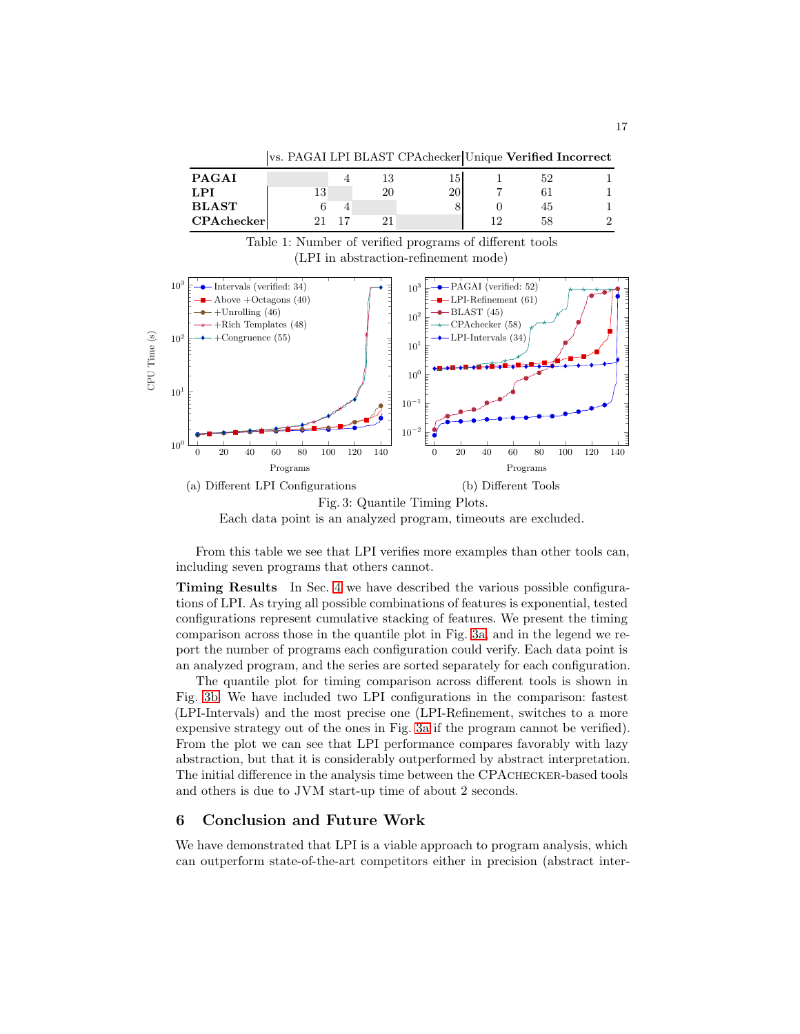|  | vs. PAGAI | LPI | BLAST | CPAchecker | Unique | **Verified** | **Incorrect** |
|---|---|---|---|---|---|---|---|
| **PAGAI** |  | 4 | 13 | 15 | 1 | 52 | 1 |
| **LPI** | 13 |  | 20 | 20 | 7 | 61 | 1 |
| **BLAST** | 6 | 4 |  | 8 | 0 | 45 | 1 |
| **CPAchecker** | 21 | 17 | 21 |  | 12 | 58 | 2 |

Table 1: Number of verified programs of different tools
(LPI in abstraction-refinement mode)

(a) Different LPI Configurations

(b) Different Tools

Fig. 3: Quantile Timing Plots.
Each data point is an analyzed program, timeouts are excluded.

From this table we see that LPI verifies more examples than other tools can, including seven programs that others cannot.

**Timing Results** In Sec. 4 we have described the various possible configurations of LPI. As trying all possible combinations of features is exponential, tested configurations represent cumulative stacking of features. We present the timing comparison across those in the quantile plot in Fig. 3a, and in the legend we report the number of programs each configuration could verify. Each data point is an analyzed program, and the series are sorted separately for each configuration.

The quantile plot for timing comparison across different tools is shown in Fig. 3b. We have included two LPI configurations in the comparison: fastest (LPI-Intervals) and the most precise one (LPI-Refinement, switches to a more expensive strategy out of the ones in Fig. 3a if the program cannot be verified). From the plot we can see that LPI performance compares favorably with lazy abstraction, but that it is considerably outperformed by abstract interpretation. The initial difference in the analysis time between the CPAchecker-based tools and others is due to JVM start-up time of about 2 seconds.

## 6 Conclusion and Future Work

We have demonstrated that LPI is a viable approach to program analysis, which can outperform state-of-the-art competitors either in precision (abstract inter-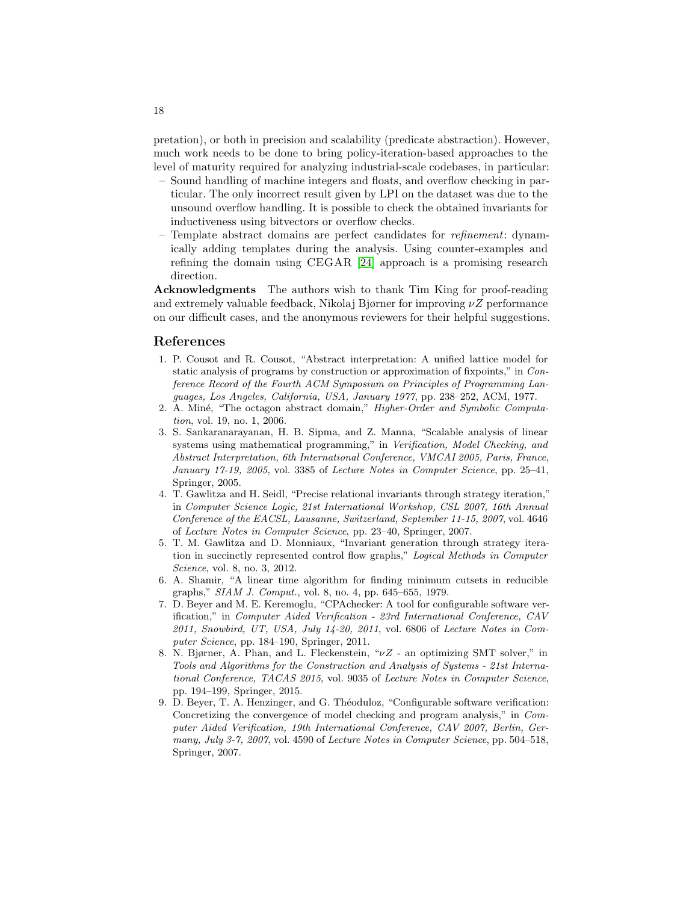pretation), or both in precision and scalability (predicate abstraction). However, much work needs to be done to bring policy-iteration-based approaches to the level of maturity required for analyzing industrial-scale codebases, in particular:

- Sound handling of machine integers and floats, and overflow checking in particular. The only incorrect result given by LPI on the dataset was due to the unsound overflow handling. It is possible to check the obtained invariants for inductiveness using bitvectors or overflow checks.
- Template abstract domains are perfect candidates for *refinement*: dynamically adding templates during the analysis. Using counter-examples and refining the domain using CEGAR [24] approach is a promising research direction.

**Acknowledgments** The authors wish to thank Tim King for proof-reading and extremely valuable feedback, Nikolaj Bjørner for improving $\nu Z$ performance on our difficult cases, and the anonymous reviewers for their helpful suggestions.

## References

1. P. Cousot and R. Cousot, "Abstract interpretation: A unified lattice model for static analysis of programs by construction or approximation of fixpoints," in *Conference Record of the Fourth ACM Symposium on Principles of Programming Languages, Los Angeles, California, USA, January 1977*, pp. 238–252, ACM, 1977.
2. A. Miné, "The octagon abstract domain," *Higher-Order and Symbolic Computation*, vol. 19, no. 1, 2006.
3. S. Sankaranarayanan, H. B. Sipma, and Z. Manna, "Scalable analysis of linear systems using mathematical programming," in *Verification, Model Checking, and Abstract Interpretation, 6th International Conference, VMCAI 2005, Paris, France, January 17-19, 2005*, vol. 3385 of *Lecture Notes in Computer Science*, pp. 25–41, Springer, 2005.
4. T. Gawlitza and H. Seidl, "Precise relational invariants through strategy iteration," in *Computer Science Logic, 21st International Workshop, CSL 2007, 16th Annual Conference of the EACSL, Lausanne, Switzerland, September 11-15, 2007*, vol. 4646 of *Lecture Notes in Computer Science*, pp. 23–40, Springer, 2007.
5. T. M. Gawlitza and D. Monniaux, "Invariant generation through strategy iteration in succinctly represented control flow graphs," *Logical Methods in Computer Science*, vol. 8, no. 3, 2012.
6. A. Shamir, "A linear time algorithm for finding minimum cutsets in reducible graphs," *SIAM J. Comput.*, vol. 8, no. 4, pp. 645–655, 1979.
7. D. Beyer and M. E. Keremoglu, "CPAchecker: A tool for configurable software verification," in *Computer Aided Verification - 23rd International Conference, CAV 2011, Snowbird, UT, USA, July 14-20, 2011*, vol. 6806 of *Lecture Notes in Computer Science*, pp. 184–190, Springer, 2011.
8. N. Bjørner, A. Phan, and L. Fleckenstein, "$\nu Z$ - an optimizing SMT solver," in *Tools and Algorithms for the Construction and Analysis of Systems - 21st International Conference, TACAS 2015*, vol. 9035 of *Lecture Notes in Computer Science*, pp. 194–199, Springer, 2015.
9. D. Beyer, T. A. Henzinger, and G. Théoduloz, "Configurable software verification: Concretizing the convergence of model checking and program analysis," in *Computer Aided Verification, 19th International Conference, CAV 2007, Berlin, Germany, July 3-7, 2007*, vol. 4590 of *Lecture Notes in Computer Science*, pp. 504–518, Springer, 2007.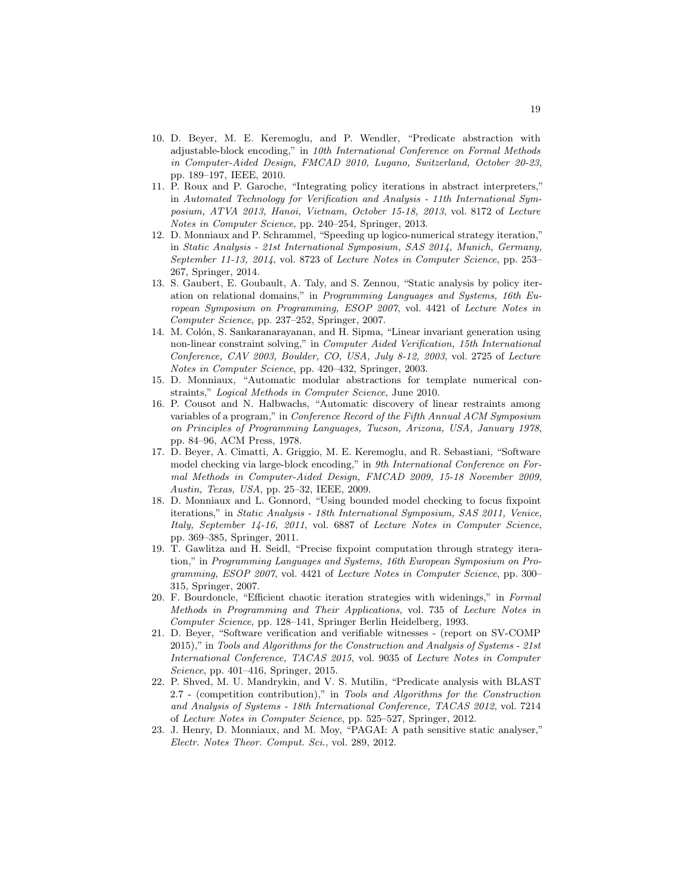10. D. Beyer, M. E. Keremoglu, and P. Wendler, "Predicate abstraction with adjustable-block encoding," in *10th International Conference on Formal Methods in Computer-Aided Design, FMCAD 2010, Lugano, Switzerland, October 20-23*, pp. 189–197, IEEE, 2010.
11. P. Roux and P. Garoche, "Integrating policy iterations in abstract interpreters," in *Automated Technology for Verification and Analysis - 11th International Symposium, ATVA 2013, Hanoi, Vietnam, October 15-18, 2013*, vol. 8172 of *Lecture Notes in Computer Science*, pp. 240–254, Springer, 2013.
12. D. Monniaux and P. Schrammel, "Speeding up logico-numerical strategy iteration," in *Static Analysis - 21st International Symposium, SAS 2014, Munich, Germany, September 11-13, 2014*, vol. 8723 of *Lecture Notes in Computer Science*, pp. 253–267, Springer, 2014.
13. S. Gaubert, E. Goubault, A. Taly, and S. Zennou, "Static analysis by policy iteration on relational domains," in *Programming Languages and Systems, 16th European Symposium on Programming, ESOP 2007*, vol. 4421 of *Lecture Notes in Computer Science*, pp. 237–252, Springer, 2007.
14. M. Colón, S. Sankaranarayanan, and H. Sipma, "Linear invariant generation using non-linear constraint solving," in *Computer Aided Verification, 15th International Conference, CAV 2003, Boulder, CO, USA, July 8-12, 2003*, vol. 2725 of *Lecture Notes in Computer Science*, pp. 420–432, Springer, 2003.
15. D. Monniaux, "Automatic modular abstractions for template numerical constraints," *Logical Methods in Computer Science*, June 2010.
16. P. Cousot and N. Halbwachs, "Automatic discovery of linear restraints among variables of a program," in *Conference Record of the Fifth Annual ACM Symposium on Principles of Programming Languages, Tucson, Arizona, USA, January 1978*, pp. 84–96, ACM Press, 1978.
17. D. Beyer, A. Cimatti, A. Griggio, M. E. Keremoglu, and R. Sebastiani, "Software model checking via large-block encoding," in *9th International Conference on Formal Methods in Computer-Aided Design, FMCAD 2009, 15-18 November 2009, Austin, Texas, USA*, pp. 25–32, IEEE, 2009.
18. D. Monniaux and L. Gonnord, "Using bounded model checking to focus fixpoint iterations," in *Static Analysis - 18th International Symposium, SAS 2011, Venice, Italy, September 14-16, 2011*, vol. 6887 of *Lecture Notes in Computer Science*, pp. 369–385, Springer, 2011.
19. T. Gawlitza and H. Seidl, "Precise fixpoint computation through strategy iteration," in *Programming Languages and Systems, 16th European Symposium on Programming, ESOP 2007*, vol. 4421 of *Lecture Notes in Computer Science*, pp. 300–315, Springer, 2007.
20. F. Bourdoncle, "Efficient chaotic iteration strategies with widenings," in *Formal Methods in Programming and Their Applications*, vol. 735 of *Lecture Notes in Computer Science*, pp. 128–141, Springer Berlin Heidelberg, 1993.
21. D. Beyer, "Software verification and verifiable witnesses - (report on SV-COMP 2015)," in *Tools and Algorithms for the Construction and Analysis of Systems - 21st International Conference, TACAS 2015*, vol. 9035 of *Lecture Notes in Computer Science*, pp. 401–416, Springer, 2015.
22. P. Shved, M. U. Mandrykin, and V. S. Mutilin, "Predicate analysis with BLAST 2.7 - (competition contribution)," in *Tools and Algorithms for the Construction and Analysis of Systems - 18th International Conference, TACAS 2012*, vol. 7214 of *Lecture Notes in Computer Science*, pp. 525–527, Springer, 2012.
23. J. Henry, D. Monniaux, and M. Moy, "PAGAI: A path sensitive static analyser," *Electr. Notes Theor. Comput. Sci.*, vol. 289, 2012.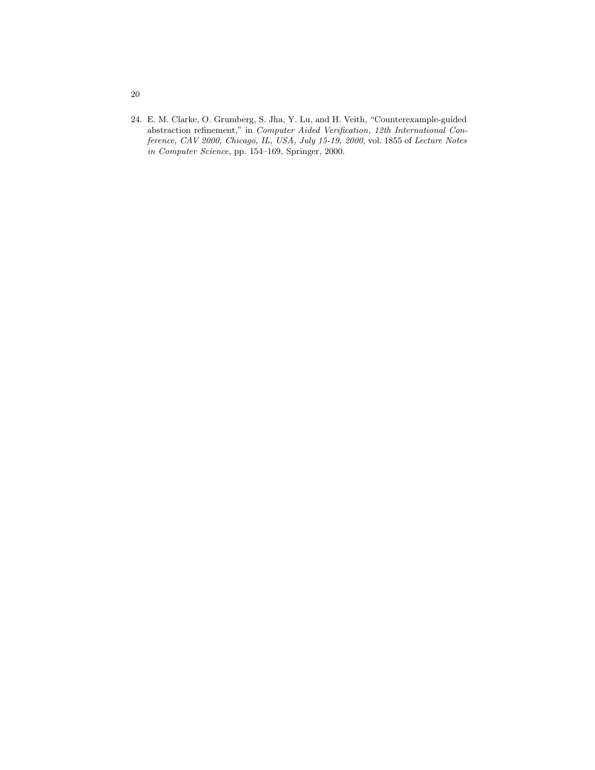24. E. M. Clarke, O. Grumberg, S. Jha, Y. Lu, and H. Veith, "Counterexample-guided abstraction refinement," in *Computer Aided Verification, 12th International Conference, CAV 2000, Chicago, IL, USA, July 15-19, 2000*, vol. 1855 of *Lecture Notes in Computer Science*, pp. 154–169, Springer, 2000.